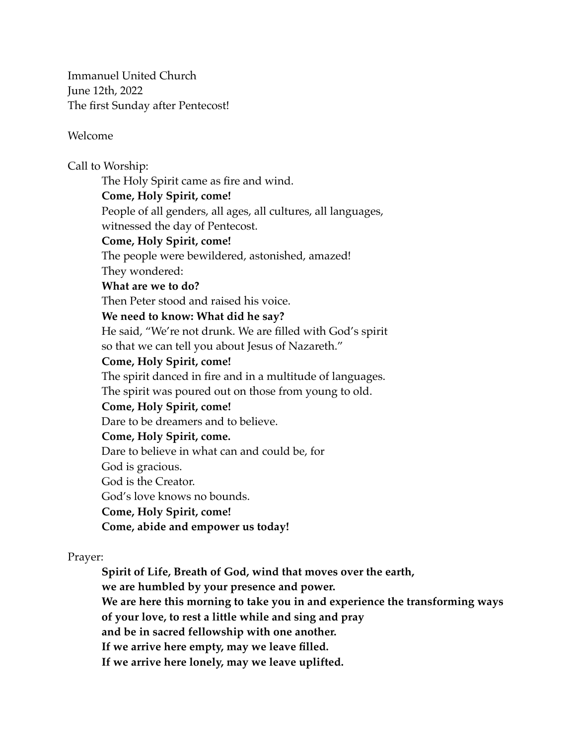Immanuel United Church
June 12th, 2022
The first Sunday after Pentecost!

Welcome

Call to Worship:

The Holy Spirit came as fire and wind.
**Come, Holy Spirit, come!**
People of all genders, all ages, all cultures, all languages,
witnessed the day of Pentecost.
**Come, Holy Spirit, come!**
The people were bewildered, astonished, amazed!
They wondered:
**What are we to do?**
Then Peter stood and raised his voice.
**We need to know: What did he say?**
He said, "We're not drunk. We are filled with God's spirit
so that we can tell you about Jesus of Nazareth."
**Come, Holy Spirit, come!**
The spirit danced in fire and in a multitude of languages.
The spirit was poured out on those from young to old.
**Come, Holy Spirit, come!**
Dare to be dreamers and to believe.
**Come, Holy Spirit, come.**
Dare to believe in what can and could be, for
God is gracious.
God is the Creator.
God's love knows no bounds.
**Come, Holy Spirit, come!**
**Come, abide and empower us today!**

Prayer:

**Spirit of Life, Breath of God, wind that moves over the earth,**
**we are humbled by your presence and power.**
**We are here this morning to take you in and experience the transforming ways**
**of your love, to rest a little while and sing and pray**
**and be in sacred fellowship with one another.**
**If we arrive here empty, may we leave filled.**
**If we arrive here lonely, may we leave uplifted.**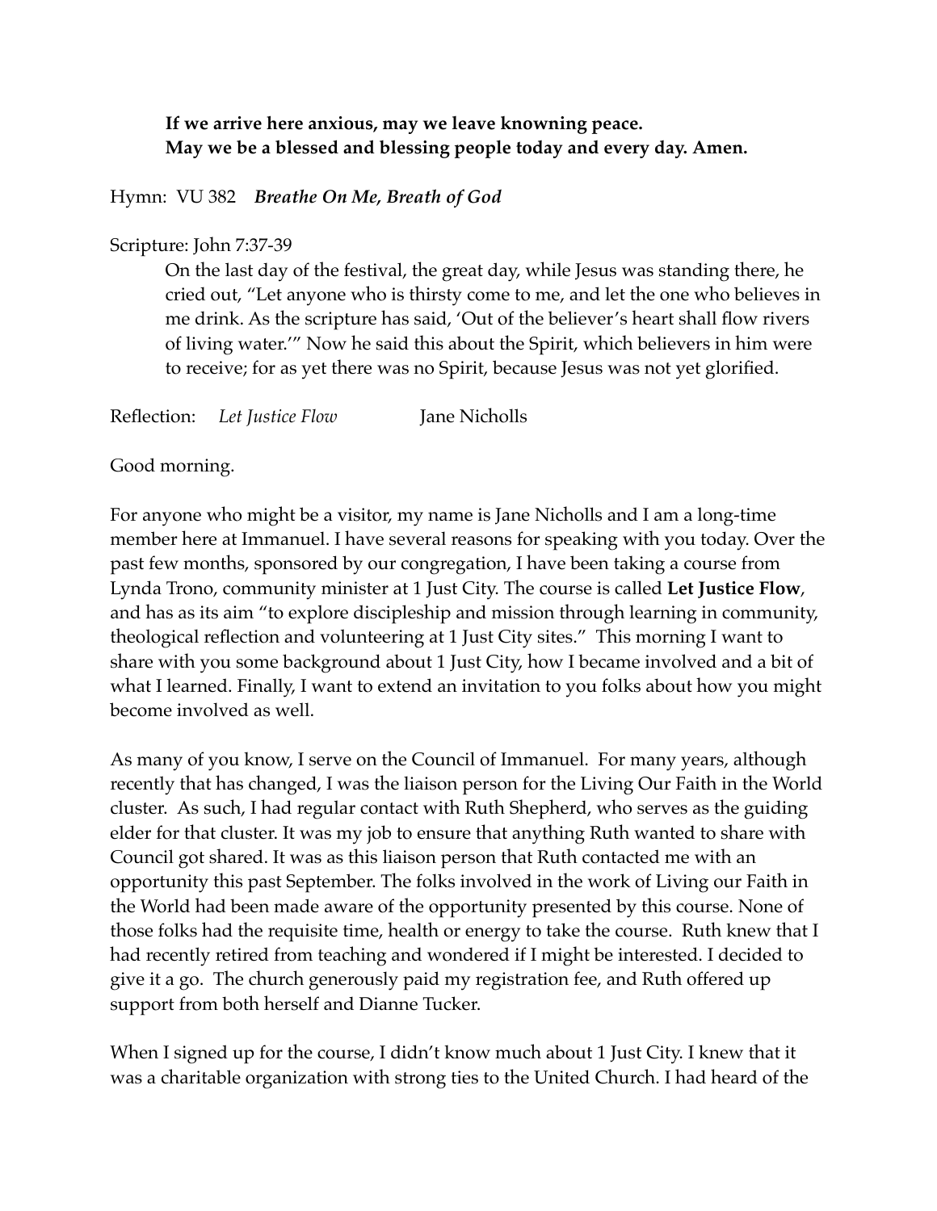**If we arrive here anxious, may we leave knowning peace.**
**May we be a blessed and blessing people today and every day. Amen.**

Hymn: VU 382 ***Breathe On Me, Breath of God***

Scripture: John 7:37-39

> On the last day of the festival, the great day, while Jesus was standing there, he cried out, "Let anyone who is thirsty come to me, and let the one who believes in me drink. As the scripture has said, 'Out of the believer's heart shall flow rivers of living water.'" Now he said this about the Spirit, which believers in him were to receive; for as yet there was no Spirit, because Jesus was not yet glorified.

Reflection: *Let Justice Flow* Jane Nicholls

Good morning.

For anyone who might be a visitor, my name is Jane Nicholls and I am a long-time member here at Immanuel. I have several reasons for speaking with you today. Over the past few months, sponsored by our congregation, I have been taking a course from Lynda Trono, community minister at 1 Just City. The course is called **Let Justice Flow**, and has as its aim "to explore discipleship and mission through learning in community, theological reflection and volunteering at 1 Just City sites." This morning I want to share with you some background about 1 Just City, how I became involved and a bit of what I learned. Finally, I want to extend an invitation to you folks about how you might become involved as well.

As many of you know, I serve on the Council of Immanuel. For many years, although recently that has changed, I was the liaison person for the Living Our Faith in the World cluster. As such, I had regular contact with Ruth Shepherd, who serves as the guiding elder for that cluster. It was my job to ensure that anything Ruth wanted to share with Council got shared. It was as this liaison person that Ruth contacted me with an opportunity this past September. The folks involved in the work of Living our Faith in the World had been made aware of the opportunity presented by this course. None of those folks had the requisite time, health or energy to take the course. Ruth knew that I had recently retired from teaching and wondered if I might be interested. I decided to give it a go. The church generously paid my registration fee, and Ruth offered up support from both herself and Dianne Tucker.

When I signed up for the course, I didn't know much about 1 Just City. I knew that it was a charitable organization with strong ties to the United Church. I had heard of the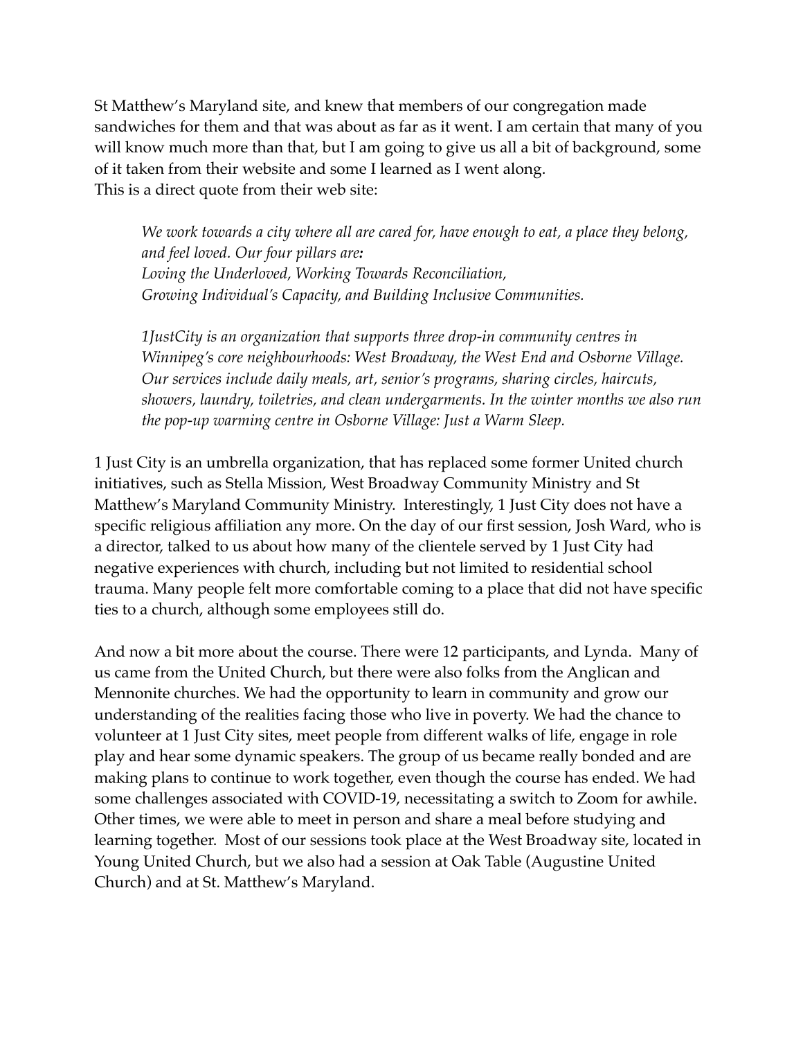St Matthew's Maryland site, and knew that members of our congregation made sandwiches for them and that was about as far as it went. I am certain that many of you will know much more than that, but I am going to give us all a bit of background, some of it taken from their website and some I learned as I went along.
This is a direct quote from their web site:

> *We work towards a city where all are cared for, have enough to eat, a place they belong, and feel loved. Our four pillars are:*
> *Loving the Underloved, Working Towards Reconciliation,*
> *Growing Individual's Capacity, and Building Inclusive Communities.*
>
> *1JustCity is an organization that supports three drop-in community centres in Winnipeg's core neighbourhoods: West Broadway, the West End and Osborne Village. Our services include daily meals, art, senior's programs, sharing circles, haircuts, showers, laundry, toiletries, and clean undergarments. In the winter months we also run the pop-up warming centre in Osborne Village: Just a Warm Sleep.*

1 Just City is an umbrella organization, that has replaced some former United church initiatives, such as Stella Mission, West Broadway Community Ministry and St Matthew's Maryland Community Ministry. Interestingly, 1 Just City does not have a specific religious affiliation any more. On the day of our first session, Josh Ward, who is a director, talked to us about how many of the clientele served by 1 Just City had negative experiences with church, including but not limited to residential school trauma. Many people felt more comfortable coming to a place that did not have specific ties to a church, although some employees still do.

And now a bit more about the course. There were 12 participants, and Lynda. Many of us came from the United Church, but there were also folks from the Anglican and Mennonite churches. We had the opportunity to learn in community and grow our understanding of the realities facing those who live in poverty. We had the chance to volunteer at 1 Just City sites, meet people from different walks of life, engage in role play and hear some dynamic speakers. The group of us became really bonded and are making plans to continue to work together, even though the course has ended. We had some challenges associated with COVID-19, necessitating a switch to Zoom for awhile. Other times, we were able to meet in person and share a meal before studying and learning together. Most of our sessions took place at the West Broadway site, located in Young United Church, but we also had a session at Oak Table (Augustine United Church) and at St. Matthew's Maryland.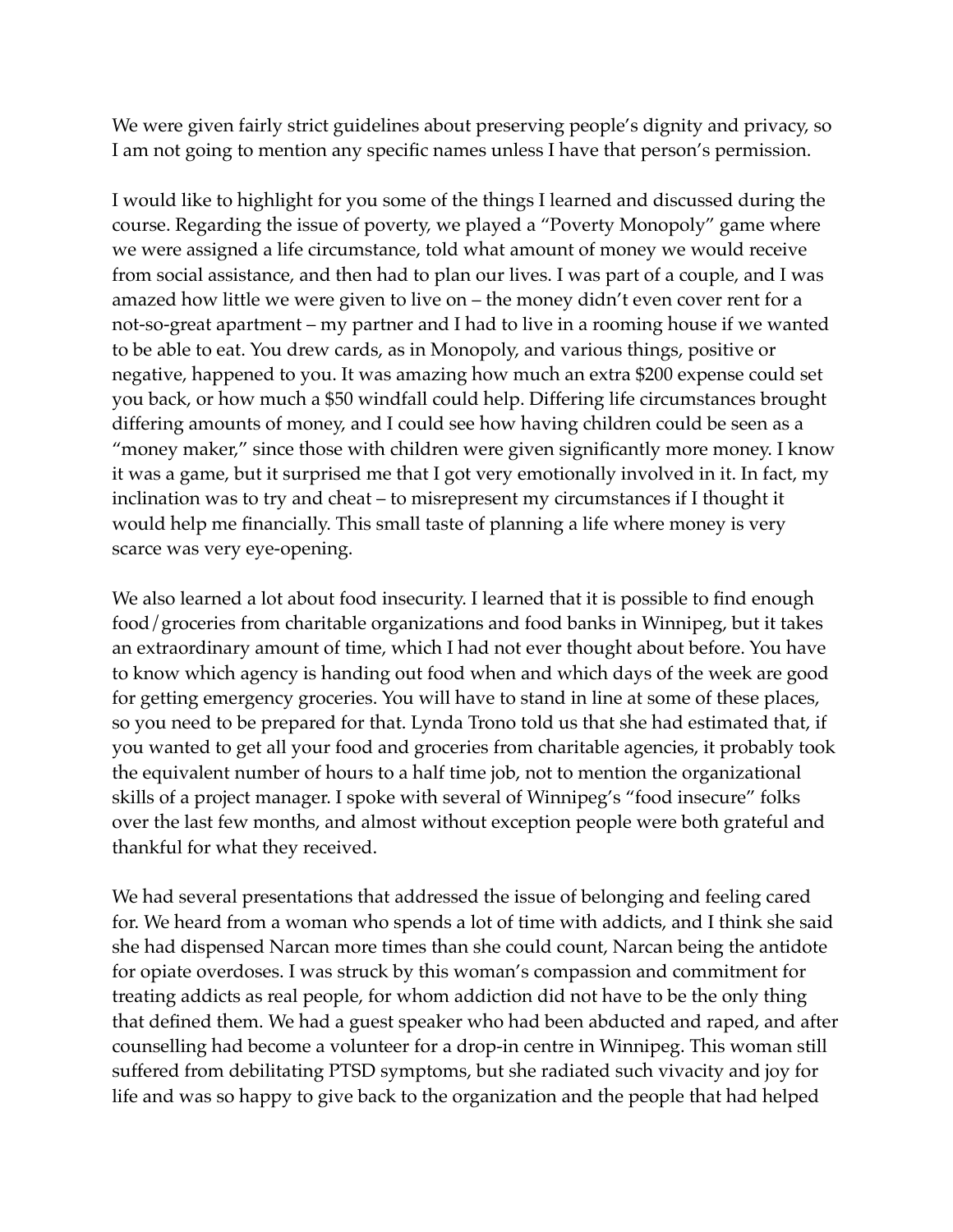We were given fairly strict guidelines about preserving people's dignity and privacy, so I am not going to mention any specific names unless I have that person's permission.

I would like to highlight for you some of the things I learned and discussed during the course. Regarding the issue of poverty, we played a "Poverty Monopoly" game where we were assigned a life circumstance, told what amount of money we would receive from social assistance, and then had to plan our lives. I was part of a couple, and I was amazed how little we were given to live on – the money didn't even cover rent for a not-so-great apartment – my partner and I had to live in a rooming house if we wanted to be able to eat. You drew cards, as in Monopoly, and various things, positive or negative, happened to you. It was amazing how much an extra $200 expense could set you back, or how much a $50 windfall could help. Differing life circumstances brought differing amounts of money, and I could see how having children could be seen as a "money maker," since those with children were given significantly more money. I know it was a game, but it surprised me that I got very emotionally involved in it. In fact, my inclination was to try and cheat – to misrepresent my circumstances if I thought it would help me financially. This small taste of planning a life where money is very scarce was very eye-opening.

We also learned a lot about food insecurity. I learned that it is possible to find enough food/groceries from charitable organizations and food banks in Winnipeg, but it takes an extraordinary amount of time, which I had not ever thought about before. You have to know which agency is handing out food when and which days of the week are good for getting emergency groceries. You will have to stand in line at some of these places, so you need to be prepared for that. Lynda Trono told us that she had estimated that, if you wanted to get all your food and groceries from charitable agencies, it probably took the equivalent number of hours to a half time job, not to mention the organizational skills of a project manager. I spoke with several of Winnipeg's "food insecure" folks over the last few months, and almost without exception people were both grateful and thankful for what they received.

We had several presentations that addressed the issue of belonging and feeling cared for. We heard from a woman who spends a lot of time with addicts, and I think she said she had dispensed Narcan more times than she could count, Narcan being the antidote for opiate overdoses. I was struck by this woman's compassion and commitment for treating addicts as real people, for whom addiction did not have to be the only thing that defined them. We had a guest speaker who had been abducted and raped, and after counselling had become a volunteer for a drop-in centre in Winnipeg. This woman still suffered from debilitating PTSD symptoms, but she radiated such vivacity and joy for life and was so happy to give back to the organization and the people that had helped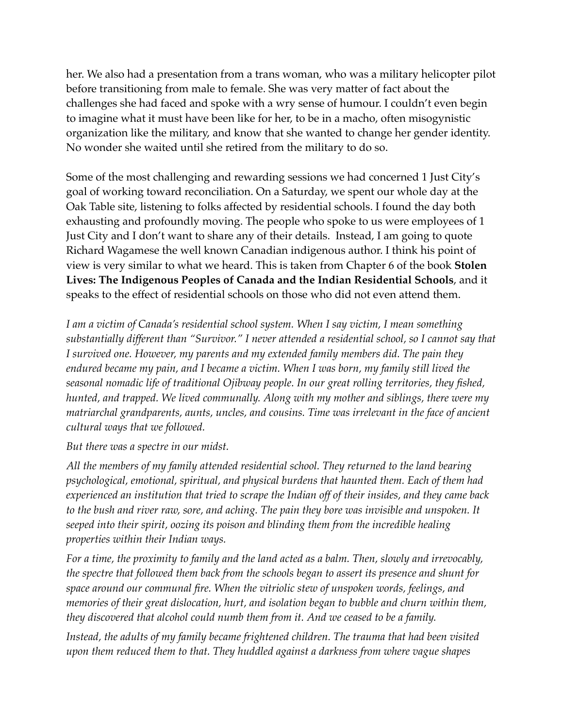her. We also had a presentation from a trans woman, who was a military helicopter pilot before transitioning from male to female. She was very matter of fact about the challenges she had faced and spoke with a wry sense of humour. I couldn't even begin to imagine what it must have been like for her, to be in a macho, often misogynistic organization like the military, and know that she wanted to change her gender identity. No wonder she waited until she retired from the military to do so.

Some of the most challenging and rewarding sessions we had concerned 1 Just City's goal of working toward reconciliation. On a Saturday, we spent our whole day at the Oak Table site, listening to folks affected by residential schools. I found the day both exhausting and profoundly moving. The people who spoke to us were employees of 1 Just City and I don't want to share any of their details. Instead, I am going to quote Richard Wagamese the well known Canadian indigenous author. I think his point of view is very similar to what we heard. This is taken from Chapter 6 of the book **Stolen Lives: The Indigenous Peoples of Canada and the Indian Residential Schools**, and it speaks to the effect of residential schools on those who did not even attend them.

*I am a victim of Canada's residential school system. When I say victim, I mean something substantially different than "Survivor." I never attended a residential school, so I cannot say that I survived one. However, my parents and my extended family members did. The pain they endured became my pain, and I became a victim. When I was born, my family still lived the seasonal nomadic life of traditional Ojibway people. In our great rolling territories, they fished, hunted, and trapped. We lived communally. Along with my mother and siblings, there were my matriarchal grandparents, aunts, uncles, and cousins. Time was irrelevant in the face of ancient cultural ways that we followed.*

*But there was a spectre in our midst.*

*All the members of my family attended residential school. They returned to the land bearing psychological, emotional, spiritual, and physical burdens that haunted them. Each of them had experienced an institution that tried to scrape the Indian off of their insides, and they came back to the bush and river raw, sore, and aching. The pain they bore was invisible and unspoken. It seeped into their spirit, oozing its poison and blinding them from the incredible healing properties within their Indian ways.*

*For a time, the proximity to family and the land acted as a balm. Then, slowly and irrevocably, the spectre that followed them back from the schools began to assert its presence and shunt for space around our communal fire. When the vitriolic stew of unspoken words, feelings, and memories of their great dislocation, hurt, and isolation began to bubble and churn within them, they discovered that alcohol could numb them from it. And we ceased to be a family.*

*Instead, the adults of my family became frightened children. The trauma that had been visited upon them reduced them to that. They huddled against a darkness from where vague shapes*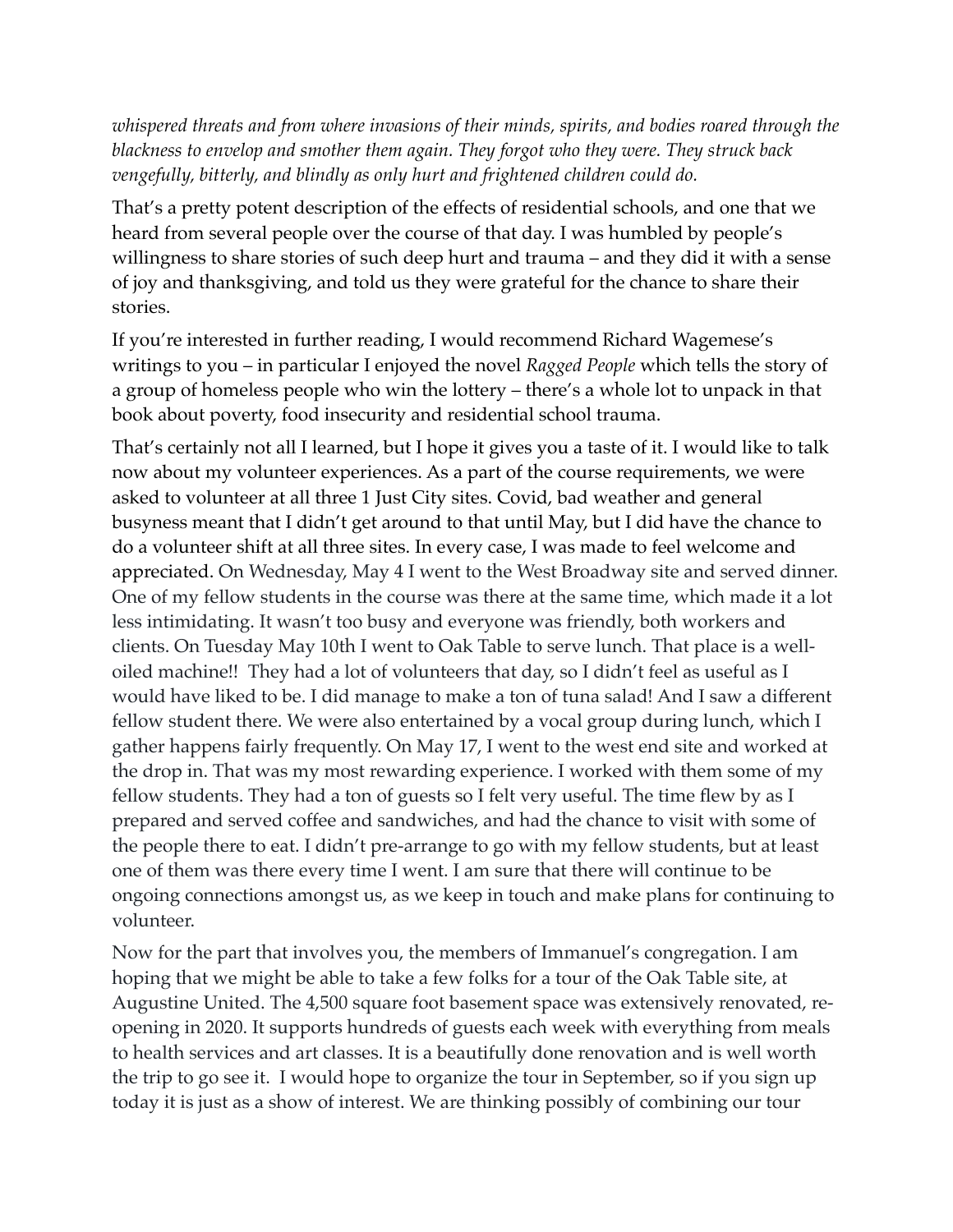*whispered threats and from where invasions of their minds, spirits, and bodies roared through the blackness to envelop and smother them again. They forgot who they were. They struck back vengefully, bitterly, and blindly as only hurt and frightened children could do.*

That's a pretty potent description of the effects of residential schools, and one that we heard from several people over the course of that day. I was humbled by people's willingness to share stories of such deep hurt and trauma – and they did it with a sense of joy and thanksgiving, and told us they were grateful for the chance to share their stories.

If you're interested in further reading, I would recommend Richard Wagemese's writings to you – in particular I enjoyed the novel *Ragged People* which tells the story of a group of homeless people who win the lottery – there's a whole lot to unpack in that book about poverty, food insecurity and residential school trauma.

That's certainly not all I learned, but I hope it gives you a taste of it. I would like to talk now about my volunteer experiences. As a part of the course requirements, we were asked to volunteer at all three 1 Just City sites. Covid, bad weather and general busyness meant that I didn't get around to that until May, but I did have the chance to do a volunteer shift at all three sites. In every case, I was made to feel welcome and appreciated. On Wednesday, May 4 I went to the West Broadway site and served dinner. One of my fellow students in the course was there at the same time, which made it a lot less intimidating. It wasn't too busy and everyone was friendly, both workers and clients. On Tuesday May 10th I went to Oak Table to serve lunch. That place is a well-oiled machine!! They had a lot of volunteers that day, so I didn't feel as useful as I would have liked to be. I did manage to make a ton of tuna salad! And I saw a different fellow student there. We were also entertained by a vocal group during lunch, which I gather happens fairly frequently. On May 17, I went to the west end site and worked at the drop in. That was my most rewarding experience. I worked with them some of my fellow students. They had a ton of guests so I felt very useful. The time flew by as I prepared and served coffee and sandwiches, and had the chance to visit with some of the people there to eat. I didn't pre-arrange to go with my fellow students, but at least one of them was there every time I went. I am sure that there will continue to be ongoing connections amongst us, as we keep in touch and make plans for continuing to volunteer.

Now for the part that involves you, the members of Immanuel's congregation. I am hoping that we might be able to take a few folks for a tour of the Oak Table site, at Augustine United. The 4,500 square foot basement space was extensively renovated, re-opening in 2020. It supports hundreds of guests each week with everything from meals to health services and art classes. It is a beautifully done renovation and is well worth the trip to go see it. I would hope to organize the tour in September, so if you sign up today it is just as a show of interest. We are thinking possibly of combining our tour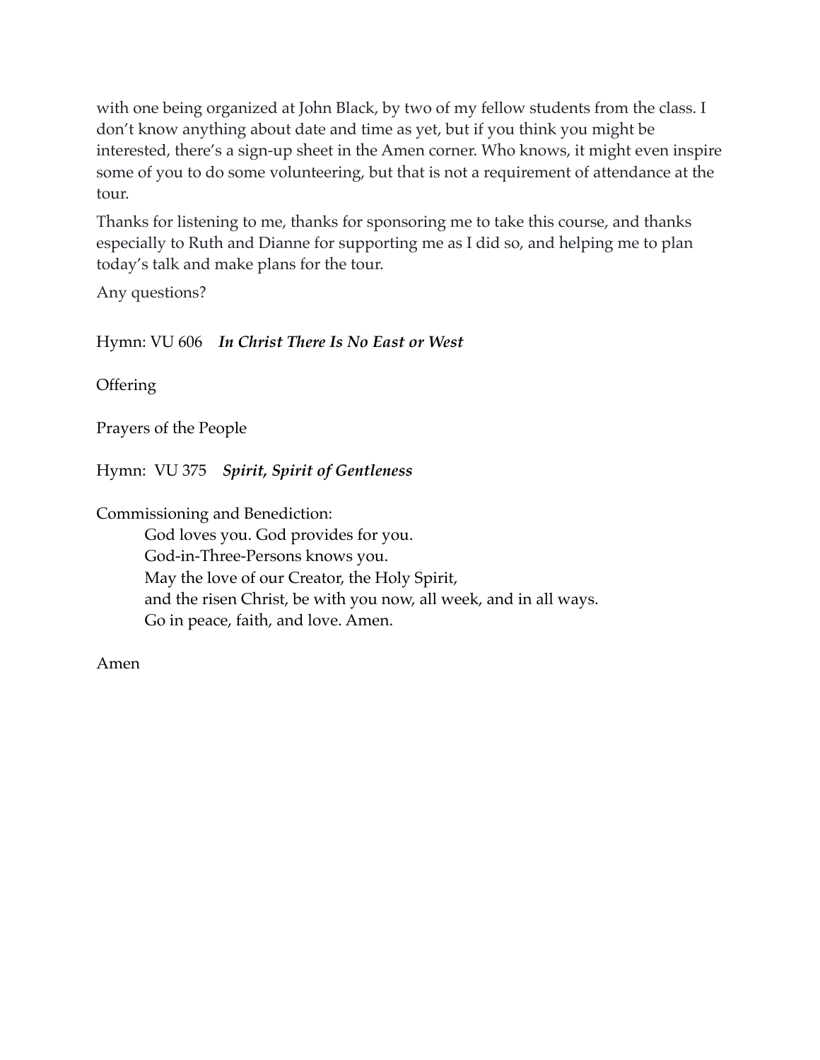with one being organized at John Black, by two of my fellow students from the class. I don't know anything about date and time as yet, but if you think you might be interested, there's a sign-up sheet in the Amen corner. Who knows, it might even inspire some of you to do some volunteering, but that is not a requirement of attendance at the tour.

Thanks for listening to me, thanks for sponsoring me to take this course, and thanks especially to Ruth and Dianne for supporting me as I did so, and helping me to plan today's talk and make plans for the tour.

Any questions?

Hymn: VU 606 ***In Christ There Is No East or West***

Offering

Prayers of the People

Hymn: VU 375 ***Spirit, Spirit of Gentleness***

Commissioning and Benediction:

> God loves you. God provides for you.
> God-in-Three-Persons knows you.
> May the love of our Creator, the Holy Spirit,
> and the risen Christ, be with you now, all week, and in all ways.
> Go in peace, faith, and love. Amen.

Amen